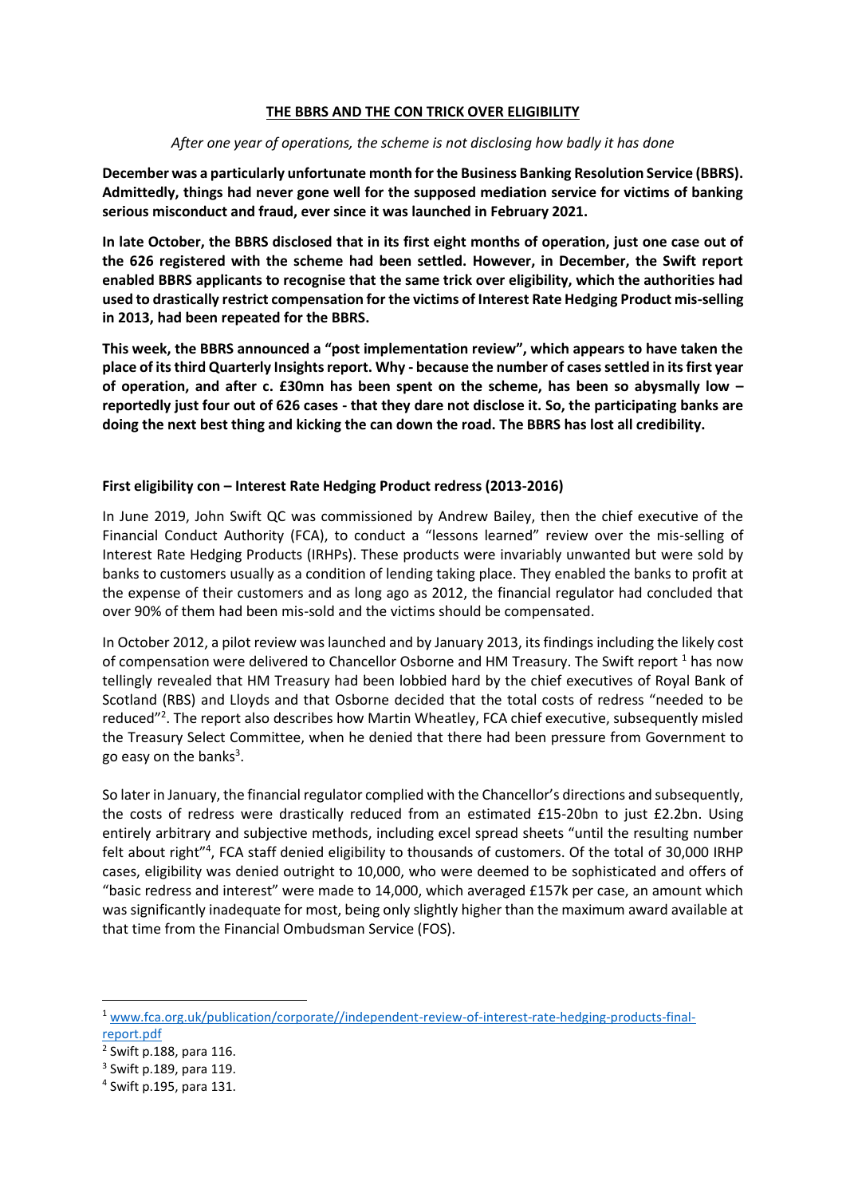# THE BBRS AND THE CON TRICK OVER ELIGIBILITY

*After one year of operations, the scheme is not disclosing how badly it has done*

**December was a particularly unfortunate month for the Business Banking Resolution Service (BBRS). Admittedly, things had never gone well for the supposed mediation service for victims of banking serious misconduct and fraud, ever since it was launched in February 2021.**

**In late October, the BBRS disclosed that in its first eight months of operation, just one case out of the 626 registered with the scheme had been settled. However, in December, the Swift report enabled BBRS applicants to recognise that the same trick over eligibility, which the authorities had used to drastically restrict compensation for the victims of Interest Rate Hedging Product mis-selling in 2013, had been repeated for the BBRS.**

**This week, the BBRS announced a "post implementation review", which appears to have taken the place of its third Quarterly Insights report. Why - because the number of cases settled in its first year of operation, and after c. £30mn has been spent on the scheme, has been so abysmally low – reportedly just four out of 626 cases - that they dare not disclose it. So, the participating banks are doing the next best thing and kicking the can down the road. The BBRS has lost all credibility.**

## First eligibility con – Interest Rate Hedging Product redress (2013-2016)

In June 2019, John Swift QC was commissioned by Andrew Bailey, then the chief executive of the Financial Conduct Authority (FCA), to conduct a "lessons learned" review over the mis-selling of Interest Rate Hedging Products (IRHPs). These products were invariably unwanted but were sold by banks to customers usually as a condition of lending taking place. They enabled the banks to profit at the expense of their customers and as long ago as 2012, the financial regulator had concluded that over 90% of them had been mis-sold and the victims should be compensated.

In October 2012, a pilot review was launched and by January 2013, its findings including the likely cost of compensation were delivered to Chancellor Osborne and HM Treasury. The Swift report [1] has now tellingly revealed that HM Treasury had been lobbied hard by the chief executives of Royal Bank of Scotland (RBS) and Lloyds and that Osborne decided that the total costs of redress "needed to be reduced"[2]. The report also describes how Martin Wheatley, FCA chief executive, subsequently misled the Treasury Select Committee, when he denied that there had been pressure from Government to go easy on the banks[3].

So later in January, the financial regulator complied with the Chancellor's directions and subsequently, the costs of redress were drastically reduced from an estimated £15-20bn to just £2.2bn. Using entirely arbitrary and subjective methods, including excel spread sheets "until the resulting number felt about right"[4], FCA staff denied eligibility to thousands of customers. Of the total of 30,000 IRHP cases, eligibility was denied outright to 10,000, who were deemed to be sophisticated and offers of "basic redress and interest" were made to 14,000, which averaged £157k per case, an amount which was significantly inadequate for most, being only slightly higher than the maximum award available at that time from the Financial Ombudsman Service (FOS).

---

[1] www.fca.org.uk/publication/corporate//independent-review-of-interest-rate-hedging-products-final-report.pdf

[2] Swift p.188, para 116.

[3] Swift p.189, para 119.

[4] Swift p.195, para 131.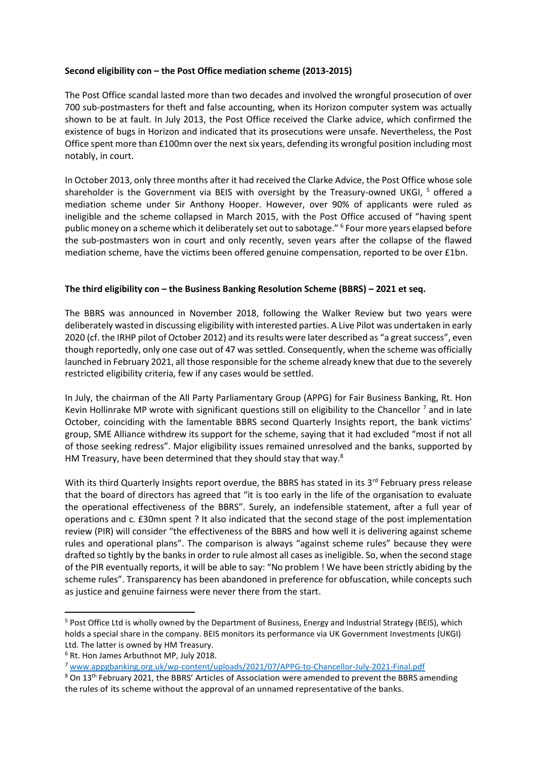**Second eligibility con – the Post Office mediation scheme (2013-2015)**

The Post Office scandal lasted more than two decades and involved the wrongful prosecution of over 700 sub-postmasters for theft and false accounting, when its Horizon computer system was actually shown to be at fault. In July 2013, the Post Office received the Clarke advice, which confirmed the existence of bugs in Horizon and indicated that its prosecutions were unsafe. Nevertheless, the Post Office spent more than £100mn over the next six years, defending its wrongful position including most notably, in court.

In October 2013, only three months after it had received the Clarke Advice, the Post Office whose sole shareholder is the Government via BEIS with oversight by the Treasury-owned UKGI, [5] offered a mediation scheme under Sir Anthony Hooper. However, over 90% of applicants were ruled as ineligible and the scheme collapsed in March 2015, with the Post Office accused of "having spent public money on a scheme which it deliberately set out to sabotage." [6] Four more years elapsed before the sub-postmasters won in court and only recently, seven years after the collapse of the flawed mediation scheme, have the victims been offered genuine compensation, reported to be over £1bn.

**The third eligibility con – the Business Banking Resolution Scheme (BBRS) – 2021 et seq.**

The BBRS was announced in November 2018, following the Walker Review but two years were deliberately wasted in discussing eligibility with interested parties. A Live Pilot was undertaken in early 2020 (cf. the IRHP pilot of October 2012) and its results were later described as "a great success", even though reportedly, only one case out of 47 was settled. Consequently, when the scheme was officially launched in February 2021, all those responsible for the scheme already knew that due to the severely restricted eligibility criteria, few if any cases would be settled.

In July, the chairman of the All Party Parliamentary Group (APPG) for Fair Business Banking, Rt. Hon Kevin Hollinrake MP wrote with significant questions still on eligibility to the Chancellor [7] and in late October, coinciding with the lamentable BBRS second Quarterly Insights report, the bank victims' group, SME Alliance withdrew its support for the scheme, saying that it had excluded "most if not all of those seeking redress". Major eligibility issues remained unresolved and the banks, supported by HM Treasury, have been determined that they should stay that way.[8]

With its third Quarterly Insights report overdue, the BBRS has stated in its 3rd February press release that the board of directors has agreed that "it is too early in the life of the organisation to evaluate the operational effectiveness of the BBRS". Surely, an indefensible statement, after a full year of operations and c. £30mn spent ? It also indicated that the second stage of the post implementation review (PIR) will consider "the effectiveness of the BBRS and how well it is delivering against scheme rules and operational plans". The comparison is always "against scheme rules" because they were drafted so tightly by the banks in order to rule almost all cases as ineligible. So, when the second stage of the PIR eventually reports, it will be able to say: "No problem ! We have been strictly abiding by the scheme rules". Transparency has been abandoned in preference for obfuscation, while concepts such as justice and genuine fairness were never there from the start.

---

[5] Post Office Ltd is wholly owned by the Department of Business, Energy and Industrial Strategy (BEIS), which holds a special share in the company. BEIS monitors its performance via UK Government Investments (UKGI) Ltd. The latter is owned by HM Treasury.

[6] Rt. Hon James Arbuthnot MP, July 2018.

[7] www.appgbanking.org.uk/wp-content/uploads/2021/07/APPG-to-Chancellor-July-2021-Final.pdf

[8] On 13th February 2021, the BBRS' Articles of Association were amended to prevent the BBRS amending the rules of its scheme without the approval of an unnamed representative of the banks.